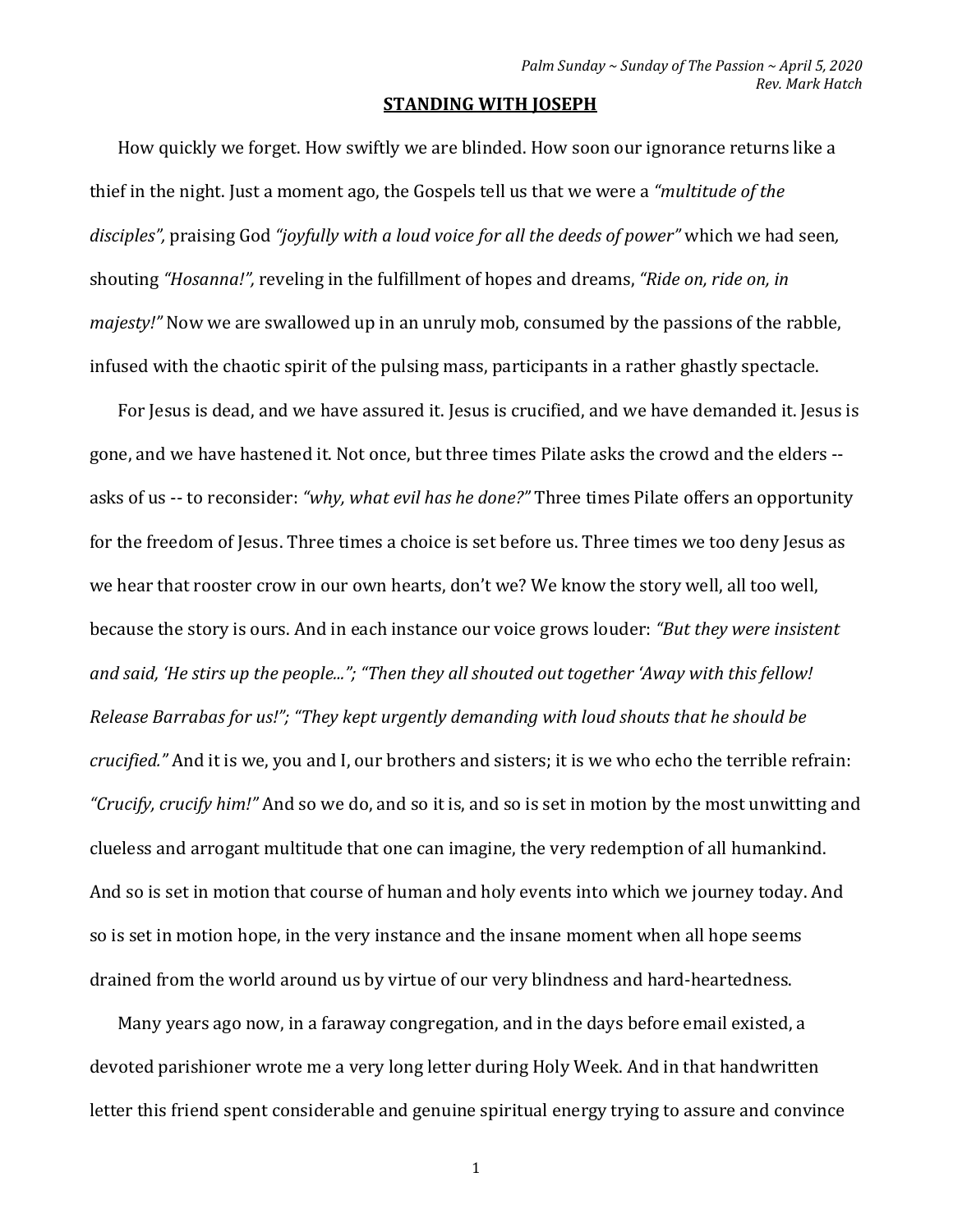*Palm Sunday ~ Sunday of The Passion ~ April 5, 2020*
*Rev. Mark Hatch*

# STANDING WITH JOSEPH

How quickly we forget. How swiftly we are blinded. How soon our ignorance returns like a thief in the night. Just a moment ago, the Gospels tell us that we were a *"multitude of the disciples"*, praising God *"joyfully with a loud voice for all the deeds of power"* which we had seen, shouting *"Hosanna!"*, reveling in the fulfillment of hopes and dreams, *"Ride on, ride on, in majesty!"* Now we are swallowed up in an unruly mob, consumed by the passions of the rabble, infused with the chaotic spirit of the pulsing mass, participants in a rather ghastly spectacle.

For Jesus is dead, and we have assured it. Jesus is crucified, and we have demanded it. Jesus is gone, and we have hastened it. Not once, but three times Pilate asks the crowd and the elders -- asks of us -- to reconsider: *"why, what evil has he done?"* Three times Pilate offers an opportunity for the freedom of Jesus. Three times a choice is set before us. Three times we too deny Jesus as we hear that rooster crow in our own hearts, don't we? We know the story well, all too well, because the story is ours. And in each instance our voice grows louder: *"But they were insistent and said, 'He stirs up the people..."; "Then they all shouted out together 'Away with this fellow! Release Barrabas for us!"; "They kept urgently demanding with loud shouts that he should be crucified."* And it is we, you and I, our brothers and sisters; it is we who echo the terrible refrain: *"Crucify, crucify him!"* And so we do, and so it is, and so is set in motion by the most unwitting and clueless and arrogant multitude that one can imagine, the very redemption of all humankind. And so is set in motion that course of human and holy events into which we journey today. And so is set in motion hope, in the very instance and the insane moment when all hope seems drained from the world around us by virtue of our very blindness and hard-heartedness.

Many years ago now, in a faraway congregation, and in the days before email existed, a devoted parishioner wrote me a very long letter during Holy Week. And in that handwritten letter this friend spent considerable and genuine spiritual energy trying to assure and convince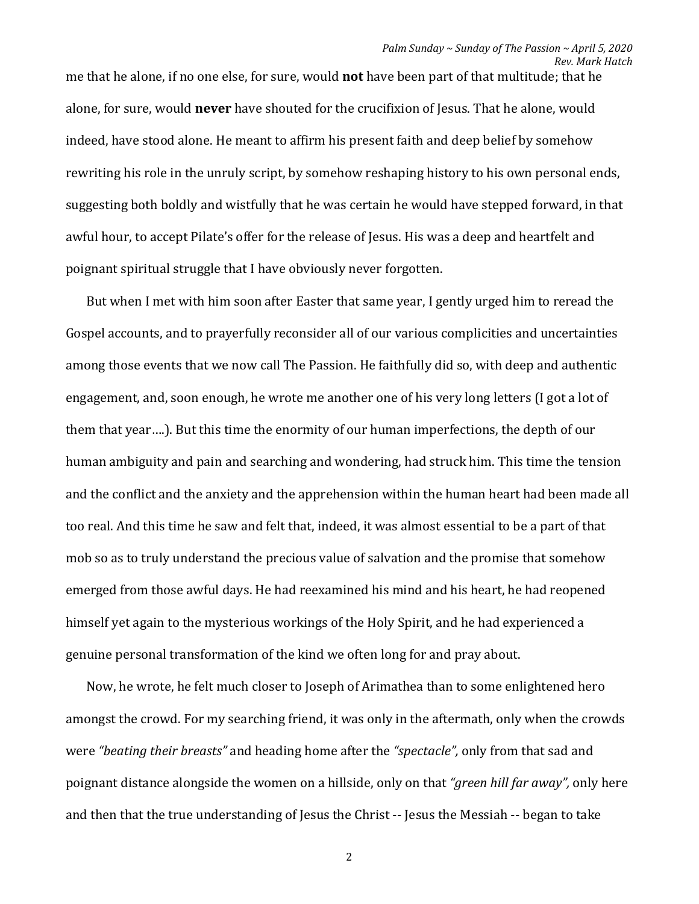me that he alone, if no one else, for sure, would **not** have been part of that multitude; that he alone, for sure, would **never** have shouted for the crucifixion of Jesus. That he alone, would indeed, have stood alone. He meant to affirm his present faith and deep belief by somehow rewriting his role in the unruly script, by somehow reshaping history to his own personal ends, suggesting both boldly and wistfully that he was certain he would have stepped forward, in that awful hour, to accept Pilate's offer for the release of Jesus. His was a deep and heartfelt and poignant spiritual struggle that I have obviously never forgotten.

But when I met with him soon after Easter that same year, I gently urged him to reread the Gospel accounts, and to prayerfully reconsider all of our various complicities and uncertainties among those events that we now call The Passion. He faithfully did so, with deep and authentic engagement, and, soon enough, he wrote me another one of his very long letters (I got a lot of them that year….). But this time the enormity of our human imperfections, the depth of our human ambiguity and pain and searching and wondering, had struck him. This time the tension and the conflict and the anxiety and the apprehension within the human heart had been made all too real. And this time he saw and felt that, indeed, it was almost essential to be a part of that mob so as to truly understand the precious value of salvation and the promise that somehow emerged from those awful days. He had reexamined his mind and his heart, he had reopened himself yet again to the mysterious workings of the Holy Spirit, and he had experienced a genuine personal transformation of the kind we often long for and pray about.

Now, he wrote, he felt much closer to Joseph of Arimathea than to some enlightened hero amongst the crowd. For my searching friend, it was only in the aftermath, only when the crowds were *"beating their breasts"* and heading home after the *"spectacle",* only from that sad and poignant distance alongside the women on a hillside, only on that *"green hill far away",* only here and then that the true understanding of Jesus the Christ -- Jesus the Messiah -- began to take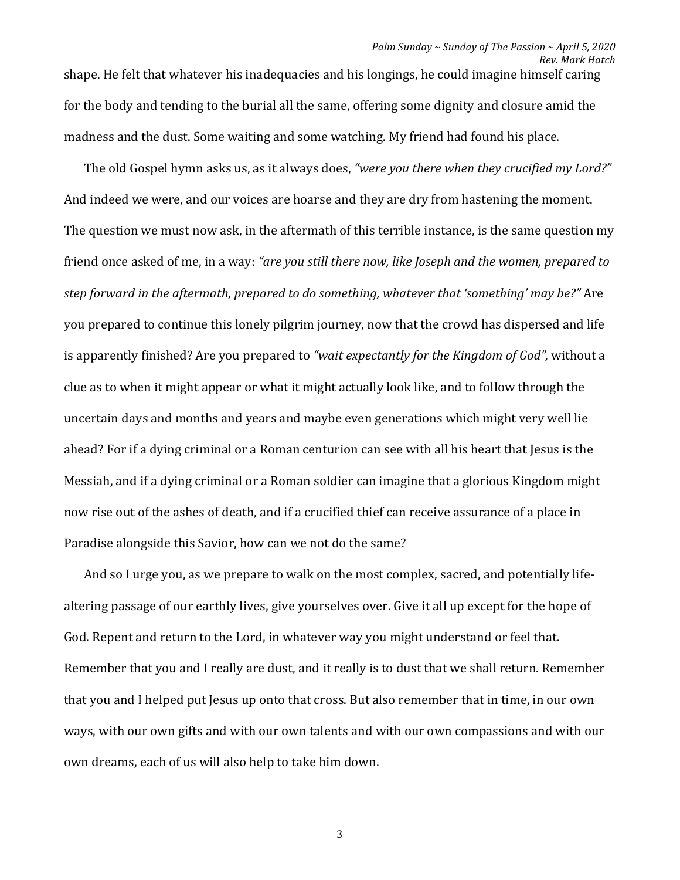shape. He felt that whatever his inadequacies and his longings, he could imagine himself caring for the body and tending to the burial all the same, offering some dignity and closure amid the madness and the dust. Some waiting and some watching. My friend had found his place.

The old Gospel hymn asks us, as it always does, *"were you there when they crucified my Lord?"* And indeed we were, and our voices are hoarse and they are dry from hastening the moment. The question we must now ask, in the aftermath of this terrible instance, is the same question my friend once asked of me, in a way: *"are you still there now, like Joseph and the women, prepared to step forward in the aftermath, prepared to do something, whatever that 'something' may be?"* Are you prepared to continue this lonely pilgrim journey, now that the crowd has dispersed and life is apparently finished? Are you prepared to *"wait expectantly for the Kingdom of God",* without a clue as to when it might appear or what it might actually look like, and to follow through the uncertain days and months and years and maybe even generations which might very well lie ahead? For if a dying criminal or a Roman centurion can see with all his heart that Jesus is the Messiah, and if a dying criminal or a Roman soldier can imagine that a glorious Kingdom might now rise out of the ashes of death, and if a crucified thief can receive assurance of a place in Paradise alongside this Savior, how can we not do the same?

And so I urge you, as we prepare to walk on the most complex, sacred, and potentially life-altering passage of our earthly lives, give yourselves over. Give it all up except for the hope of God. Repent and return to the Lord, in whatever way you might understand or feel that. Remember that you and I really are dust, and it really is to dust that we shall return. Remember that you and I helped put Jesus up onto that cross. But also remember that in time, in our own ways, with our own gifts and with our own talents and with our own compassions and with our own dreams, each of us will also help to take him down.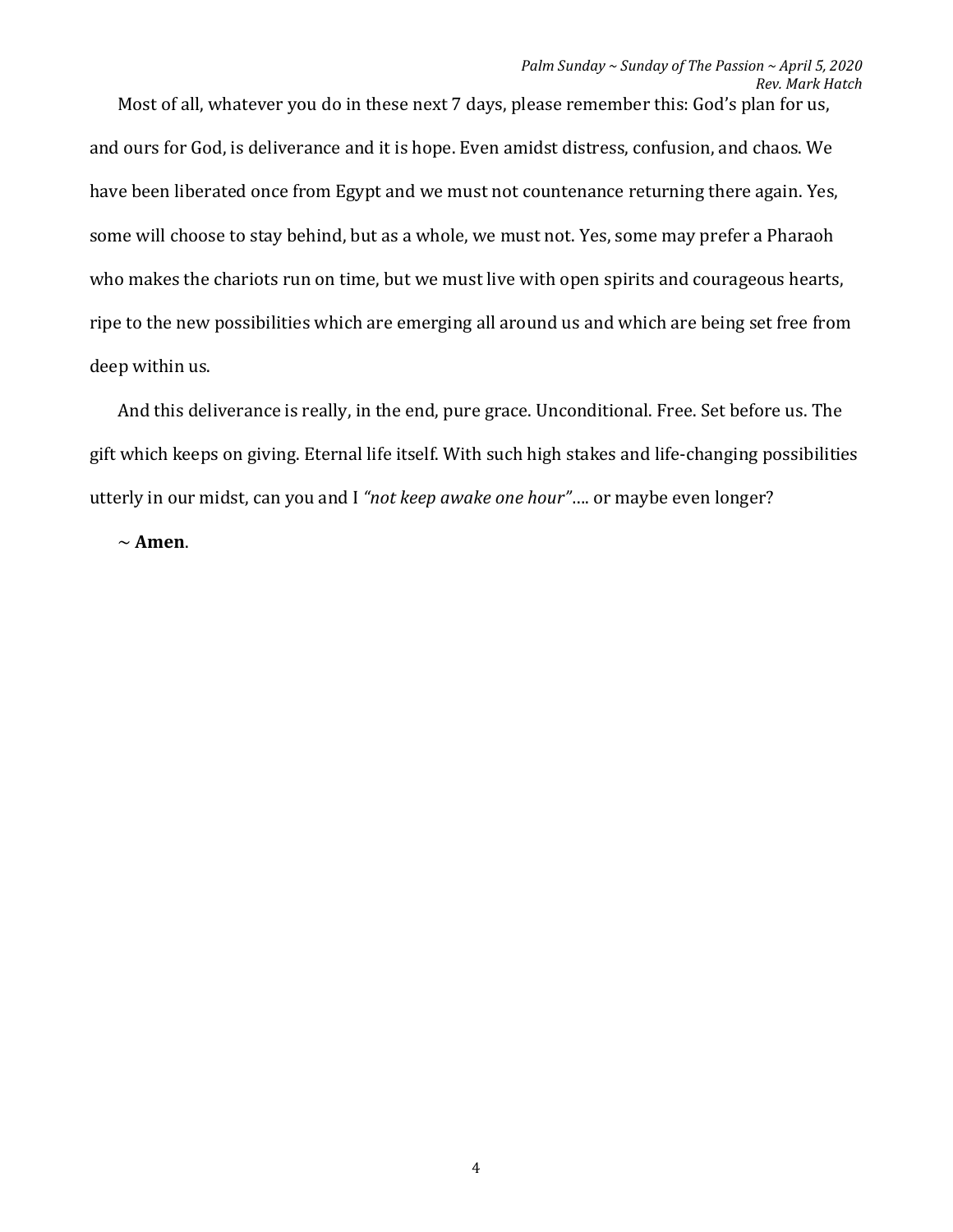Most of all, whatever you do in these next 7 days, please remember this: God's plan for us, and ours for God, is deliverance and it is hope. Even amidst distress, confusion, and chaos. We have been liberated once from Egypt and we must not countenance returning there again. Yes, some will choose to stay behind, but as a whole, we must not. Yes, some may prefer a Pharaoh who makes the chariots run on time, but we must live with open spirits and courageous hearts, ripe to the new possibilities which are emerging all around us and which are being set free from deep within us.

And this deliverance is really, in the end, pure grace. Unconditional. Free. Set before us. The gift which keeps on giving. Eternal life itself. With such high stakes and life-changing possibilities utterly in our midst, can you and I *"not keep awake one hour"*.... or maybe even longer?

~ **Amen**.